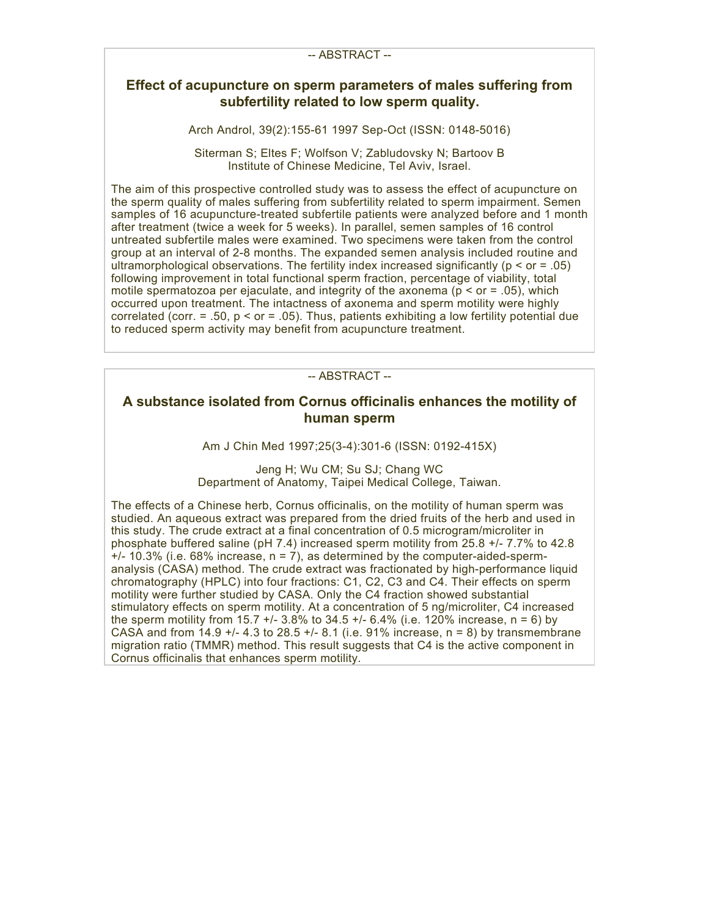-- ABSTRACT --

## Effect of acupuncture on sperm parameters of males suffering from subfertility related to low sperm quality.

Arch Androl, 39(2):155-61 1997 Sep-Oct (ISSN: 0148-5016)

Siterman S; Eltes F; Wolfson V; Zabludovsky N; Bartoov B
Institute of Chinese Medicine, Tel Aviv, Israel.

The aim of this prospective controlled study was to assess the effect of acupuncture on the sperm quality of males suffering from subfertility related to sperm impairment. Semen samples of 16 acupuncture-treated subfertile patients were analyzed before and 1 month after treatment (twice a week for 5 weeks). In parallel, semen samples of 16 control untreated subfertile males were examined. Two specimens were taken from the control group at an interval of 2-8 months. The expanded semen analysis included routine and ultramorphological observations. The fertility index increased significantly (p < or = .05) following improvement in total functional sperm fraction, percentage of viability, total motile spermatozoa per ejaculate, and integrity of the axonema (p < or = .05), which occurred upon treatment. The intactness of axonema and sperm motility were highly correlated (corr. = .50, p < or = .05). Thus, patients exhibiting a low fertility potential due to reduced sperm activity may benefit from acupuncture treatment.

-- ABSTRACT --

## A substance isolated from Cornus officinalis enhances the motility of human sperm

Am J Chin Med 1997;25(3-4):301-6 (ISSN: 0192-415X)

Jeng H; Wu CM; Su SJ; Chang WC
Department of Anatomy, Taipei Medical College, Taiwan.

The effects of a Chinese herb, Cornus officinalis, on the motility of human sperm was studied. An aqueous extract was prepared from the dried fruits of the herb and used in this study. The crude extract at a final concentration of 0.5 microgram/microliter in phosphate buffered saline (pH 7.4) increased sperm motility from 25.8 +/- 7.7% to 42.8 +/- 10.3% (i.e. 68% increase, n = 7), as determined by the computer-aided-sperm-analysis (CASA) method. The crude extract was fractionated by high-performance liquid chromatography (HPLC) into four fractions: C1, C2, C3 and C4. Their effects on sperm motility were further studied by CASA. Only the C4 fraction showed substantial stimulatory effects on sperm motility. At a concentration of 5 ng/microliter, C4 increased the sperm motility from 15.7 +/- 3.8% to 34.5 +/- 6.4% (i.e. 120% increase, n = 6) by CASA and from 14.9 +/- 4.3 to 28.5 +/- 8.1 (i.e. 91% increase, n = 8) by transmembrane migration ratio (TMMR) method. This result suggests that C4 is the active component in Cornus officinalis that enhances sperm motility.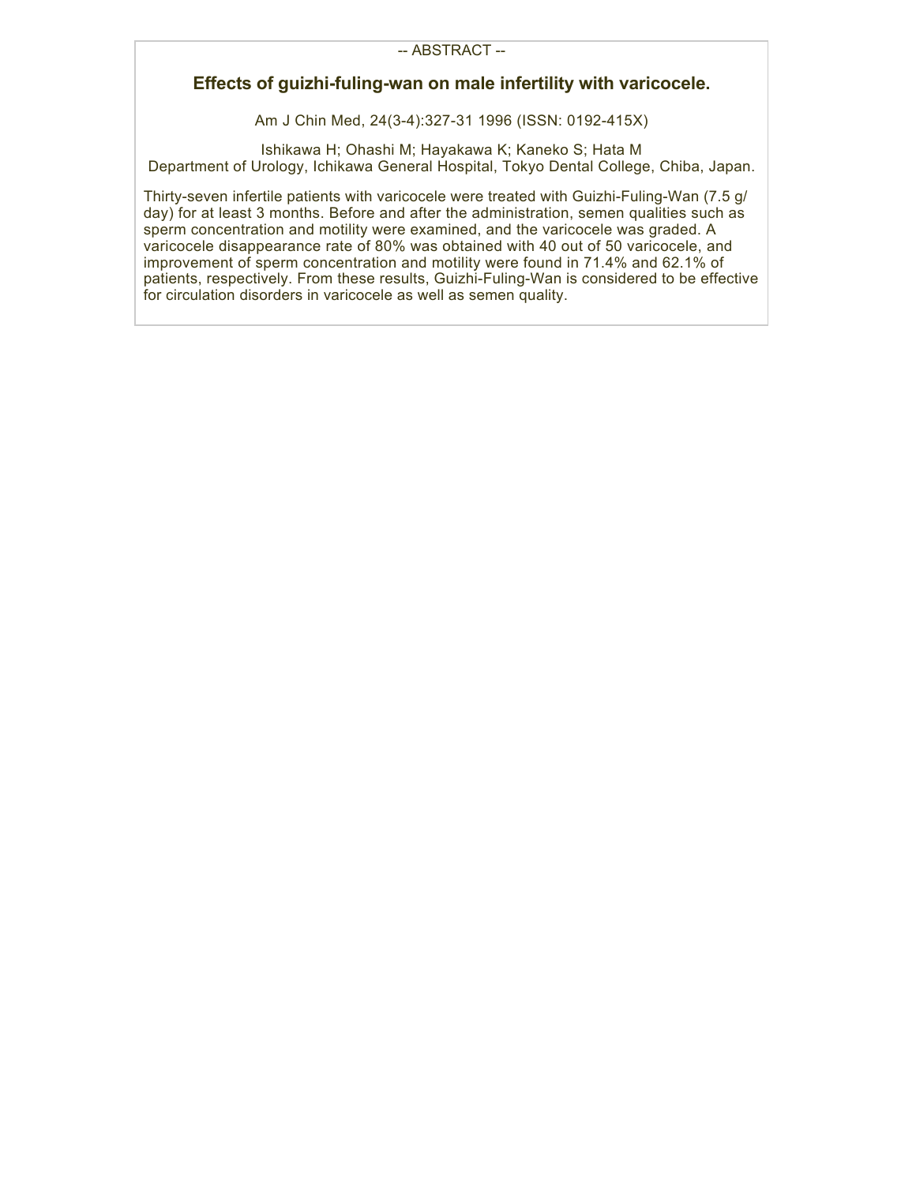-- ABSTRACT --

## Effects of guizhi-fuling-wan on male infertility with varicocele.

Am J Chin Med, 24(3-4):327-31 1996 (ISSN: 0192-415X)

Ishikawa H; Ohashi M; Hayakawa K; Kaneko S; Hata M
Department of Urology, Ichikawa General Hospital, Tokyo Dental College, Chiba, Japan.

Thirty-seven infertile patients with varicocele were treated with Guizhi-Fuling-Wan (7.5 g/day) for at least 3 months. Before and after the administration, semen qualities such as sperm concentration and motility were examined, and the varicocele was graded. A varicocele disappearance rate of 80% was obtained with 40 out of 50 varicocele, and improvement of sperm concentration and motility were found in 71.4% and 62.1% of patients, respectively. From these results, Guizhi-Fuling-Wan is considered to be effective for circulation disorders in varicocele as well as semen quality.